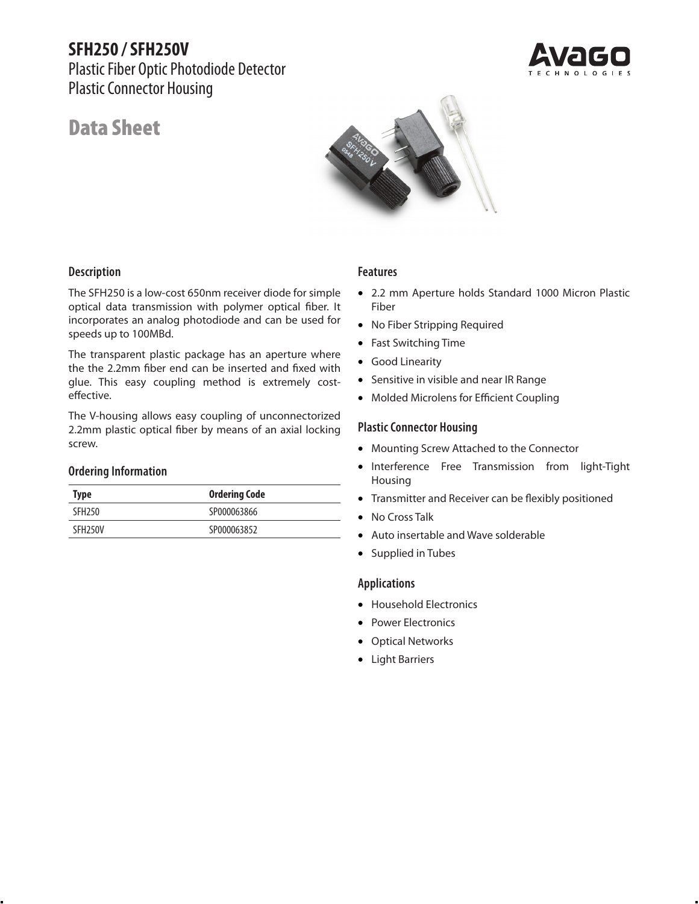# SFH250 / SFH250V

Plastic Fiber Optic Photodiode Detector
Plastic Connector Housing

## Data Sheet

### Description

The SFH250 is a low-cost 650nm receiver diode for simple optical data transmission with polymer optical fiber. It incorporates an analog photodiode and can be used for speeds up to 100MBd.

The transparent plastic package has an aperture where the the 2.2mm fiber end can be inserted and fixed with glue. This easy coupling method is extremely cost-effective.

The V-housing allows easy coupling of unconnectorized 2.2mm plastic optical fiber by means of an axial locking screw.

### Ordering Information

| Type | Ordering Code |
|---|---|
| SFH250 | SP000063866 |
| SFH250V | SP000063852 |

### Features

- 2.2 mm Aperture holds Standard 1000 Micron Plastic Fiber
- No Fiber Stripping Required
- Fast Switching Time
- Good Linearity
- Sensitive in visible and near IR Range
- Molded Microlens for Efficient Coupling

### Plastic Connector Housing

- Mounting Screw Attached to the Connector
- Interference Free Transmission from light-Tight Housing
- Transmitter and Receiver can be flexibly positioned
- No Cross Talk
- Auto insertable and Wave solderable
- Supplied in Tubes

### Applications

- Household Electronics
- Power Electronics
- Optical Networks
- Light Barriers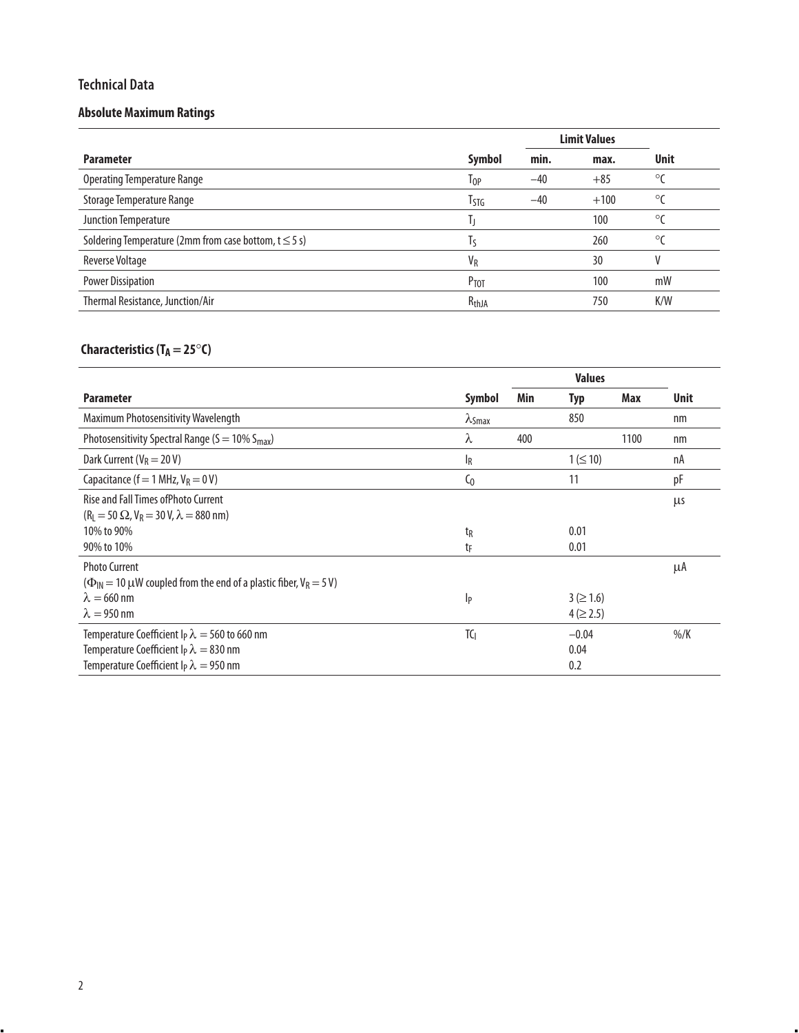## Technical Data

### Absolute Maximum Ratings

| Parameter | Symbol | Limit Values min. | Limit Values max. | Unit |
|---|---|---|---|---|
| Operating Temperature Range | $T_{OP}$ | −40 | +85 | °C |
| Storage Temperature Range | $T_{STG}$ | −40 | +100 | °C |
| Junction Temperature | $T_J$ | | 100 | °C |
| Soldering Temperature (2mm from case bottom, $t \leq 5$ s) | $T_S$ | | 260 | °C |
| Reverse Voltage | $V_R$ | | 30 | V |
| Power Dissipation | $P_{TOT}$ | | 100 | mW |
| Thermal Resistance, Junction/Air | $R_{thJA}$ | | 750 | K/W |

### Characteristics ($T_A = 25°C$)

| Parameter | Symbol | Values Min | Values Typ | Values Max | Unit |
|---|---|---|---|---|---|
| Maximum Photosensitivity Wavelength | $\lambda_{Smax}$ | | 850 | | nm |
| Photosensitivity Spectral Range ($S = 10\% \ S_{max}$) | $\lambda$ | 400 | | 1100 | nm |
| Dark Current ($V_R = 20$ V) | $I_R$ | | 1 (≤ 10) | | nA |
| Capacitance (f = 1 MHz, $V_R = 0$ V) | $C_0$ | | 11 | | pF |
| Rise and Fall Times ofPhoto Current ($R_L = 50\ \Omega$, $V_R = 30$ V, $\lambda = 880$ nm) | | | | | µs |
| 10% to 90% | $t_R$ | | 0.01 | | |
| 90% to 10% | $t_F$ | | 0.01 | | |
| Photo Current ($\Phi_{IN} = 10\ \mu$W coupled from the end of a plastic fiber, $V_R = 5$ V) | | | | | µA |
| $\lambda = 660$ nm | $I_P$ | | 3 (≥ 1.6) | | |
| $\lambda = 950$ nm | | | 4 (≥ 2.5) | | |
| Temperature Coefficient $I_P$ $\lambda = 560$ to 660 nm | $TC_I$ | | −0.04 | | %/K |
| Temperature Coefficient $I_P$ $\lambda = 830$ nm | | | 0.04 | | |
| Temperature Coefficient $I_P$ $\lambda = 950$ nm | | | 0.2 | | |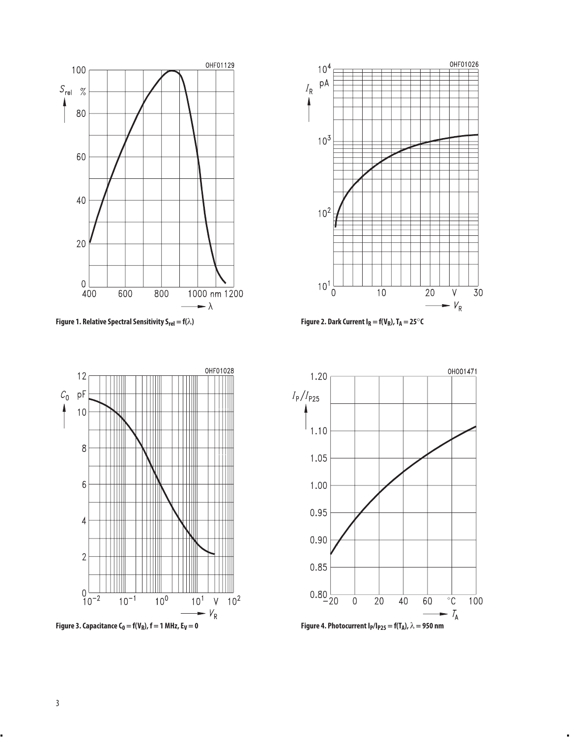Figure 1. Relative Spectral Sensitivity $S_{rel} = f(\lambda)$

Figure 2. Dark Current $I_R = f(V_R)$, $T_A = 25°C$

Figure 3. Capacitance $C_0 = f(V_R)$, f = 1 MHz, $E_V = 0$

Figure 4. Photocurrent $I_P/I_{P25} = f(T_A)$, $\lambda = 950$ nm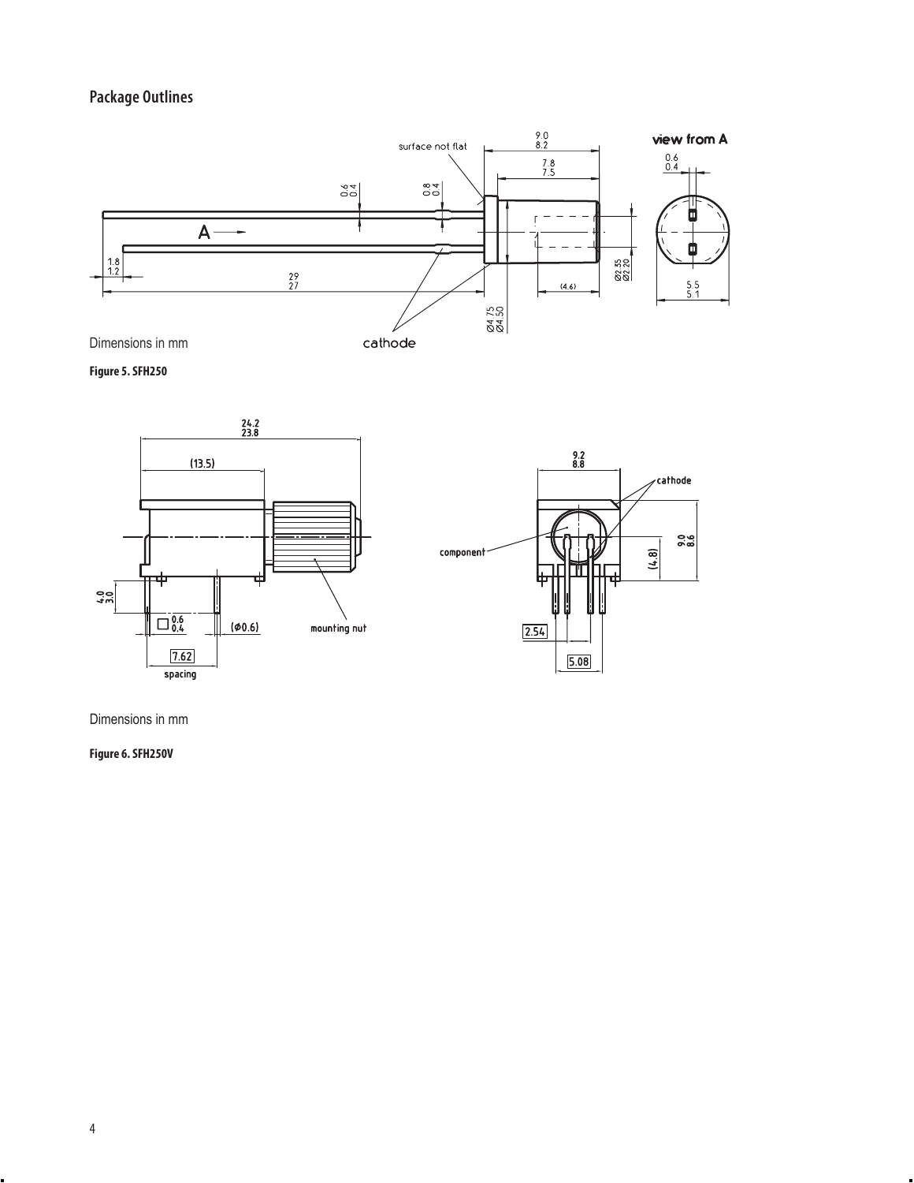## Package Outlines

Dimensions in mm

**Figure 5. SFH250**

Dimensions in mm

**Figure 6. SFH250V**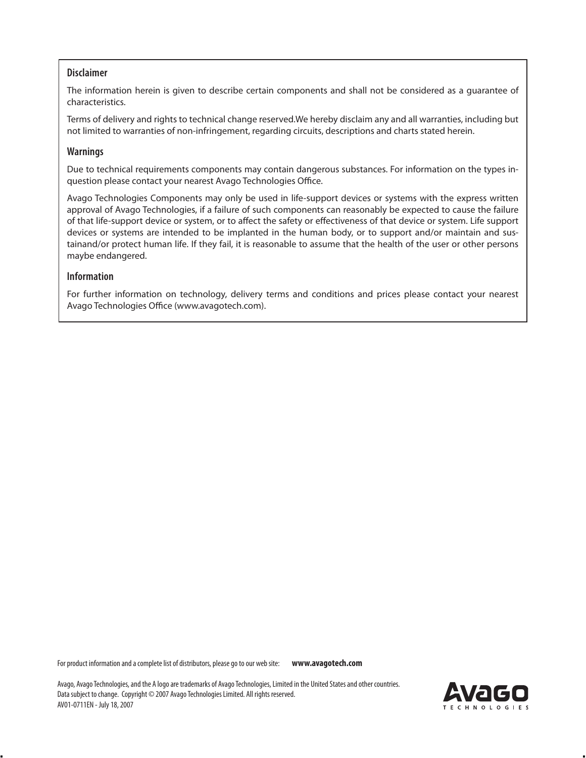## Disclaimer

The information herein is given to describe certain components and shall not be considered as a guarantee of characteristics.

Terms of delivery and rights to technical change reserved.We hereby disclaim any and all warranties, including but not limited to warranties of non-infringement, regarding circuits, descriptions and charts stated herein.

## Warnings

Due to technical requirements components may contain dangerous substances. For information on the types in-question please contact your nearest Avago Technologies Office.

Avago Technologies Components may only be used in life-support devices or systems with the express written approval of Avago Technologies, if a failure of such components can reasonably be expected to cause the failure of that life-support device or system, or to affect the safety or effectiveness of that device or system. Life support devices or systems are intended to be implanted in the human body, or to support and/or maintain and sus-tainand/or protect human life. If they fail, it is reasonable to assume that the health of the user or other persons maybe endangered.

## Information

For further information on technology, delivery terms and conditions and prices please contact your nearest Avago Technologies Office (www.avagotech.com).

For product information and a complete list of distributors, please go to our web site: **www.avagotech.com**

Avago, Avago Technologies, and the A logo are trademarks of Avago Technologies, Limited in the United States and other countries.
Data subject to change. Copyright © 2007 Avago Technologies Limited. All rights reserved.
AV01-0711EN - July 18, 2007

AVAGO TECHNOLOGIES